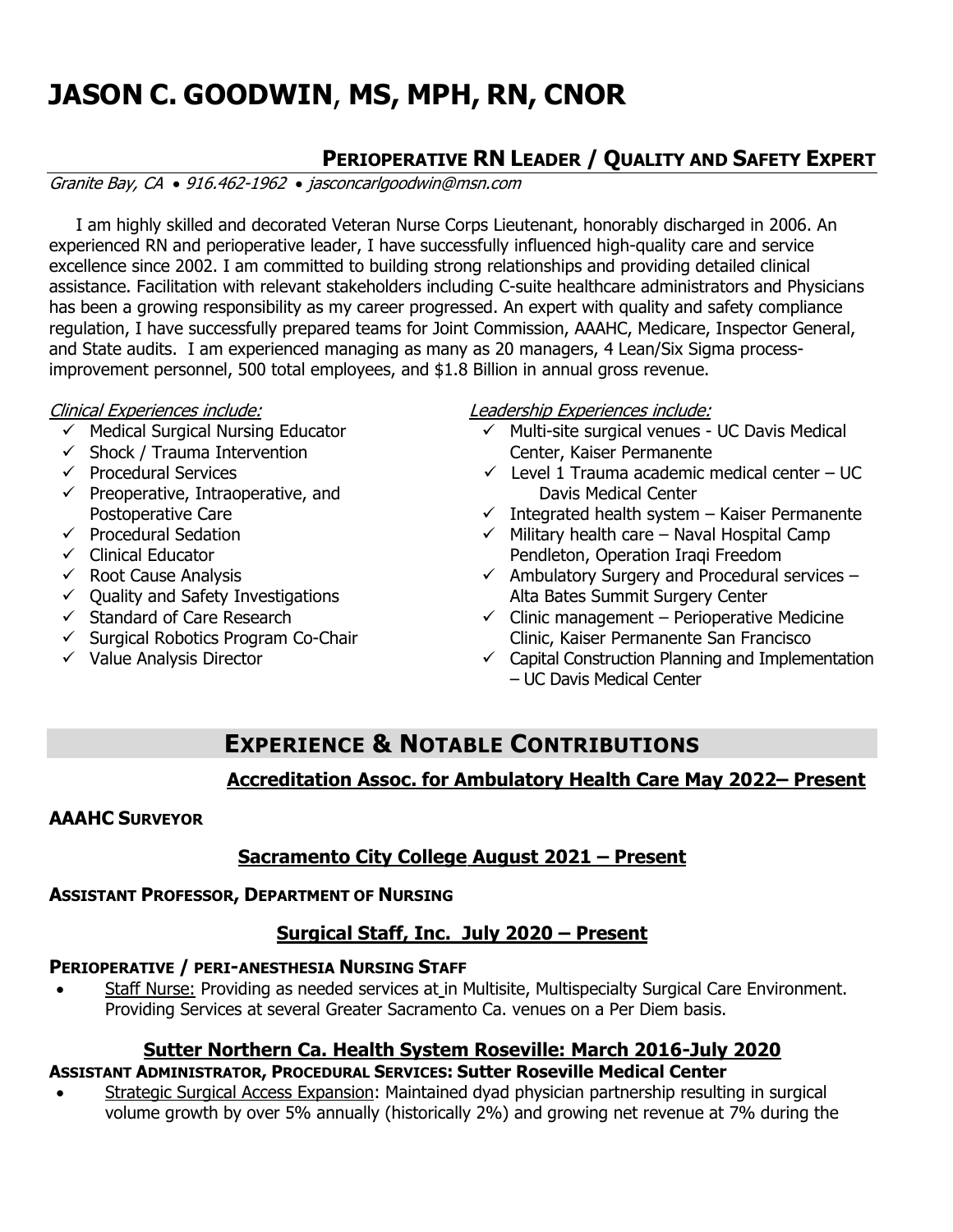# JASON C. GOODWIN, MS, MPH, RN, CNOR

## PERIOPERATIVE RN LEADER / QUALITY AND SAFETY EXPERT

*Granite Bay, CA • 916.462-1962 • jasconcarlgoodwin@msn.com*

I am highly skilled and decorated Veteran Nurse Corps Lieutenant, honorably discharged in 2006. An experienced RN and perioperative leader, I have successfully influenced high-quality care and service excellence since 2002. I am committed to building strong relationships and providing detailed clinical assistance. Facilitation with relevant stakeholders including C-suite healthcare administrators and Physicians has been a growing responsibility as my career progressed. An expert with quality and safety compliance regulation, I have successfully prepared teams for Joint Commission, AAAHC, Medicare, Inspector General, and State audits. I am experienced managing as many as 20 managers, 4 Lean/Six Sigma process-improvement personnel, 500 total employees, and $1.8 Billion in annual gross revenue.

*Clinical Experiences include:*

- ✓ Medical Surgical Nursing Educator
- ✓ Shock / Trauma Intervention
- ✓ Procedural Services
- ✓ Preoperative, Intraoperative, and Postoperative Care
- ✓ Procedural Sedation
- ✓ Clinical Educator
- ✓ Root Cause Analysis
- ✓ Quality and Safety Investigations
- ✓ Standard of Care Research
- ✓ Surgical Robotics Program Co-Chair
- ✓ Value Analysis Director

*Leadership Experiences include:*

- ✓ Multi-site surgical venues - UC Davis Medical Center, Kaiser Permanente
- ✓ Level 1 Trauma academic medical center – UC Davis Medical Center
- ✓ Integrated health system – Kaiser Permanente
- ✓ Military health care – Naval Hospital Camp Pendleton, Operation Iraqi Freedom
- ✓ Ambulatory Surgery and Procedural services – Alta Bates Summit Surgery Center
- ✓ Clinic management – Perioperative Medicine Clinic, Kaiser Permanente San Francisco
- ✓ Capital Construction Planning and Implementation – UC Davis Medical Center

## EXPERIENCE & NOTABLE CONTRIBUTIONS

### Accreditation Assoc. for Ambulatory Health Care May 2022– Present

**AAAHC SURVEYOR**

### Sacramento City College August 2021 – Present

**ASSISTANT PROFESSOR, DEPARTMENT OF NURSING**

### Surgical Staff, Inc. July 2020 – Present

**PERIOPERATIVE / PERI-ANESTHESIA NURSING STAFF**

- Staff Nurse: Providing as needed services at in Multisite, Multispecialty Surgical Care Environment. Providing Services at several Greater Sacramento Ca. venues on a Per Diem basis.

### Sutter Northern Ca. Health System Roseville: March 2016-July 2020

**ASSISTANT ADMINISTRATOR, PROCEDURAL SERVICES: Sutter Roseville Medical Center**

- Strategic Surgical Access Expansion: Maintained dyad physician partnership resulting in surgical volume growth by over 5% annually (historically 2%) and growing net revenue at 7% during the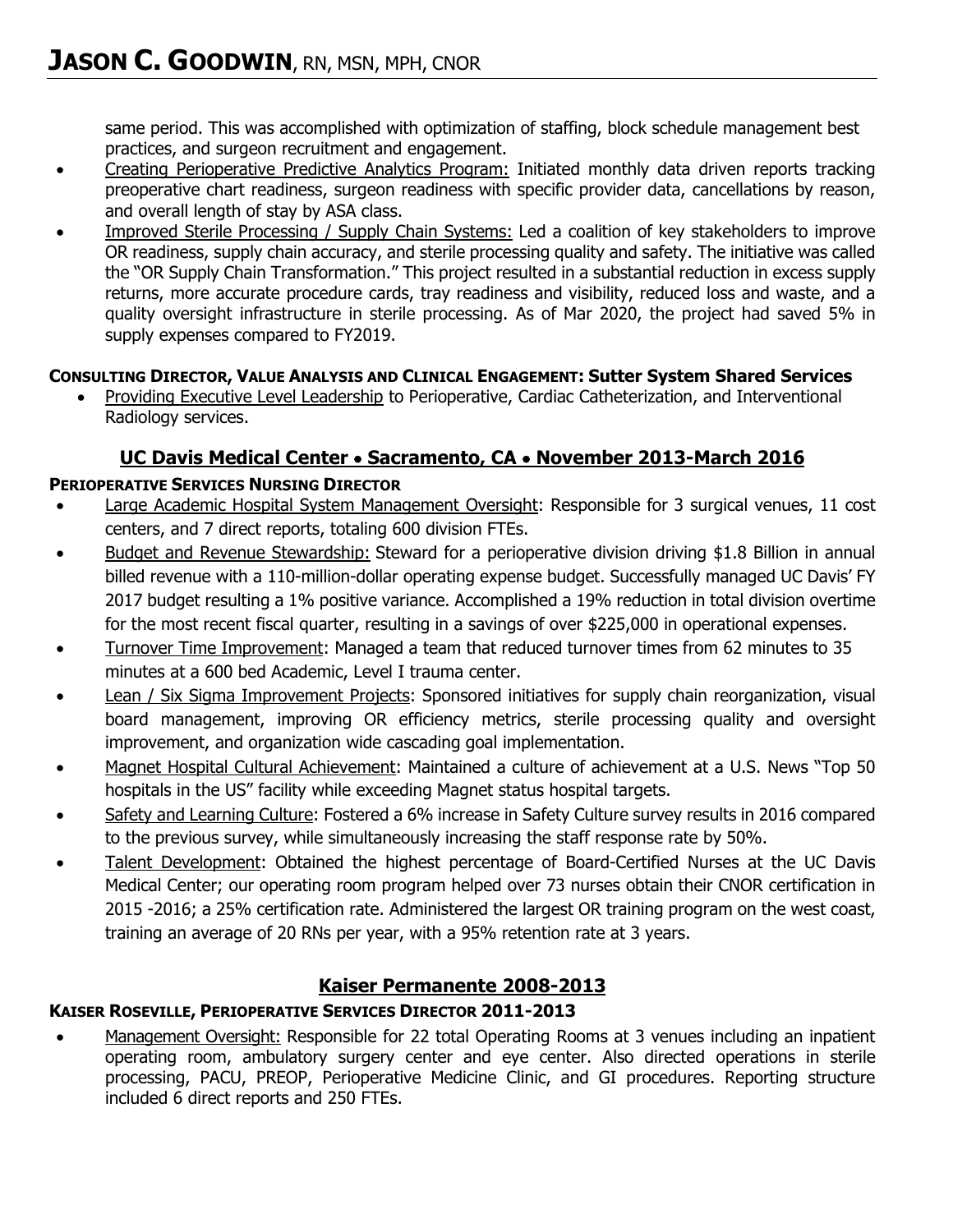same period. This was accomplished with optimization of staffing, block schedule management best practices, and surgeon recruitment and engagement.

- Creating Perioperative Predictive Analytics Program: Initiated monthly data driven reports tracking preoperative chart readiness, surgeon readiness with specific provider data, cancellations by reason, and overall length of stay by ASA class.
- Improved Sterile Processing / Supply Chain Systems: Led a coalition of key stakeholders to improve OR readiness, supply chain accuracy, and sterile processing quality and safety. The initiative was called the "OR Supply Chain Transformation." This project resulted in a substantial reduction in excess supply returns, more accurate procedure cards, tray readiness and visibility, reduced loss and waste, and a quality oversight infrastructure in sterile processing. As of Mar 2020, the project had saved 5% in supply expenses compared to FY2019.

**CONSULTING DIRECTOR, VALUE ANALYSIS AND CLINICAL ENGAGEMENT: Sutter System Shared Services**

- Providing Executive Level Leadership to Perioperative, Cardiac Catheterization, and Interventional Radiology services.

## UC Davis Medical Center • Sacramento, CA • November 2013-March 2016

**PERIOPERATIVE SERVICES NURSING DIRECTOR**

- Large Academic Hospital System Management Oversight: Responsible for 3 surgical venues, 11 cost centers, and 7 direct reports, totaling 600 division FTEs.
- Budget and Revenue Stewardship: Steward for a perioperative division driving $1.8 Billion in annual billed revenue with a 110-million-dollar operating expense budget. Successfully managed UC Davis' FY 2017 budget resulting a 1% positive variance. Accomplished a 19% reduction in total division overtime for the most recent fiscal quarter, resulting in a savings of over $225,000 in operational expenses.
- Turnover Time Improvement: Managed a team that reduced turnover times from 62 minutes to 35 minutes at a 600 bed Academic, Level I trauma center.
- Lean / Six Sigma Improvement Projects: Sponsored initiatives for supply chain reorganization, visual board management, improving OR efficiency metrics, sterile processing quality and oversight improvement, and organization wide cascading goal implementation.
- Magnet Hospital Cultural Achievement: Maintained a culture of achievement at a U.S. News "Top 50 hospitals in the US" facility while exceeding Magnet status hospital targets.
- Safety and Learning Culture: Fostered a 6% increase in Safety Culture survey results in 2016 compared to the previous survey, while simultaneously increasing the staff response rate by 50%.
- Talent Development: Obtained the highest percentage of Board-Certified Nurses at the UC Davis Medical Center; our operating room program helped over 73 nurses obtain their CNOR certification in 2015 -2016; a 25% certification rate. Administered the largest OR training program on the west coast, training an average of 20 RNs per year, with a 95% retention rate at 3 years.

## Kaiser Permanente 2008-2013

**KAISER ROSEVILLE, PERIOPERATIVE SERVICES DIRECTOR 2011-2013**

- Management Oversight: Responsible for 22 total Operating Rooms at 3 venues including an inpatient operating room, ambulatory surgery center and eye center. Also directed operations in sterile processing, PACU, PREOP, Perioperative Medicine Clinic, and GI procedures. Reporting structure included 6 direct reports and 250 FTEs.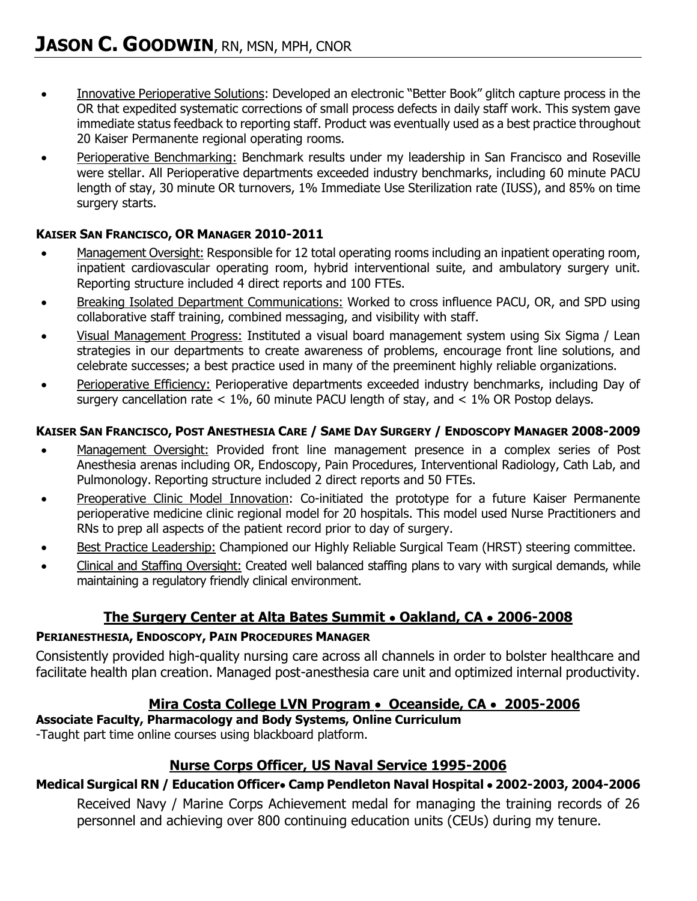- Innovative Perioperative Solutions: Developed an electronic “Better Book” glitch capture process in the OR that expedited systematic corrections of small process defects in daily staff work. This system gave immediate status feedback to reporting staff. Product was eventually used as a best practice throughout 20 Kaiser Permanente regional operating rooms.
- Perioperative Benchmarking: Benchmark results under my leadership in San Francisco and Roseville were stellar. All Perioperative departments exceeded industry benchmarks, including 60 minute PACU length of stay, 30 minute OR turnovers, 1% Immediate Use Sterilization rate (IUSS), and 85% on time surgery starts.

**KAISER SAN FRANCISCO, OR MANAGER 2010-2011**

- Management Oversight: Responsible for 12 total operating rooms including an inpatient operating room, inpatient cardiovascular operating room, hybrid interventional suite, and ambulatory surgery unit. Reporting structure included 4 direct reports and 100 FTEs.
- Breaking Isolated Department Communications: Worked to cross influence PACU, OR, and SPD using collaborative staff training, combined messaging, and visibility with staff.
- Visual Management Progress: Instituted a visual board management system using Six Sigma / Lean strategies in our departments to create awareness of problems, encourage front line solutions, and celebrate successes; a best practice used in many of the preeminent highly reliable organizations.
- Perioperative Efficiency: Perioperative departments exceeded industry benchmarks, including Day of surgery cancellation rate < 1%, 60 minute PACU length of stay, and < 1% OR Postop delays.

**KAISER SAN FRANCISCO, POST ANESTHESIA CARE / SAME DAY SURGERY / ENDOSCOPY MANAGER 2008-2009**

- Management Oversight: Provided front line management presence in a complex series of Post Anesthesia arenas including OR, Endoscopy, Pain Procedures, Interventional Radiology, Cath Lab, and Pulmonology. Reporting structure included 2 direct reports and 50 FTEs.
- Preoperative Clinic Model Innovation: Co-initiated the prototype for a future Kaiser Permanente perioperative medicine clinic regional model for 20 hospitals. This model used Nurse Practitioners and RNs to prep all aspects of the patient record prior to day of surgery.
- Best Practice Leadership: Championed our Highly Reliable Surgical Team (HRST) steering committee.
- Clinical and Staffing Oversight: Created well balanced staffing plans to vary with surgical demands, while maintaining a regulatory friendly clinical environment.

## The Surgery Center at Alta Bates Summit • Oakland, CA • 2006-2008

**PERIANESTHESIA, ENDOSCOPY, PAIN PROCEDURES MANAGER**

Consistently provided high-quality nursing care across all channels in order to bolster healthcare and facilitate health plan creation. Managed post-anesthesia care unit and optimized internal productivity.

## Mira Costa College LVN Program • Oceanside, CA • 2005-2006

**Associate Faculty, Pharmacology and Body Systems, Online Curriculum**

-Taught part time online courses using blackboard platform.

## Nurse Corps Officer, US Naval Service 1995-2006

**Medical Surgical RN / Education Officer• Camp Pendleton Naval Hospital • 2002-2003, 2004-2006**

Received Navy / Marine Corps Achievement medal for managing the training records of 26 personnel and achieving over 800 continuing education units (CEUs) during my tenure.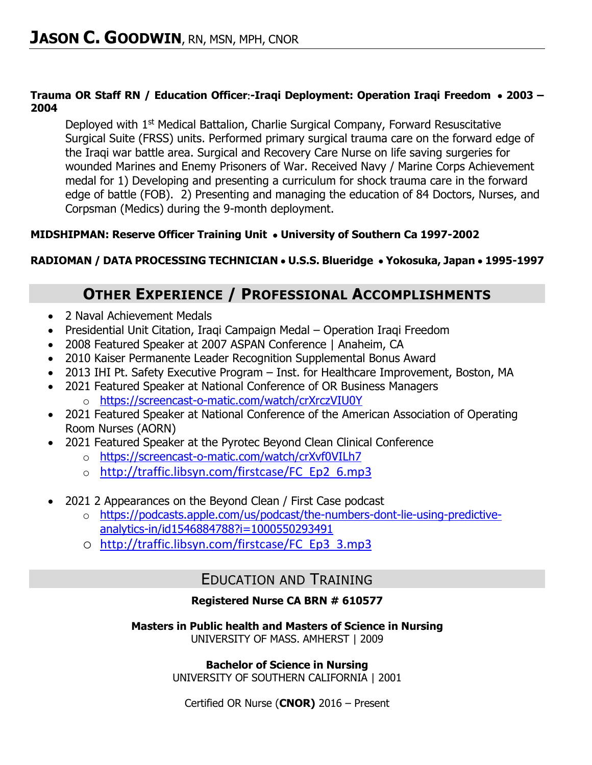# **Jason C. Goodwin**, RN, MSN, MPH, CNOR

**Trauma OR Staff RN / Education Officer:-Iraqi Deployment: Operation Iraqi Freedom • 2003 – 2004**

Deployed with 1st Medical Battalion, Charlie Surgical Company, Forward Resuscitative Surgical Suite (FRSS) units. Performed primary surgical trauma care on the forward edge of the Iraqi war battle area. Surgical and Recovery Care Nurse on life saving surgeries for wounded Marines and Enemy Prisoners of War. Received Navy / Marine Corps Achievement medal for 1) Developing and presenting a curriculum for shock trauma care in the forward edge of battle (FOB). 2) Presenting and managing the education of 84 Doctors, Nurses, and Corpsman (Medics) during the 9-month deployment.

**MIDSHIPMAN: Reserve Officer Training Unit • University of Southern Ca 1997-2002**

**RADIOMAN / DATA PROCESSING TECHNICIAN • U.S.S. Blueridge • Yokosuka, Japan • 1995-1997**

## Other Experience / Professional Accomplishments

- 2 Naval Achievement Medals
- Presidential Unit Citation, Iraqi Campaign Medal – Operation Iraqi Freedom
- 2008 Featured Speaker at 2007 ASPAN Conference | Anaheim, CA
- 2010 Kaiser Permanente Leader Recognition Supplemental Bonus Award
- 2013 IHI Pt. Safety Executive Program – Inst. for Healthcare Improvement, Boston, MA
- 2021 Featured Speaker at National Conference of OR Business Managers
  - https://screencast-o-matic.com/watch/crXrczVIU0Y
- 2021 Featured Speaker at National Conference of the American Association of Operating Room Nurses (AORN)
- 2021 Featured Speaker at the Pyrotec Beyond Clean Clinical Conference
  - https://screencast-o-matic.com/watch/crXvf0VILh7
  - http://traffic.libsyn.com/firstcase/FC_Ep2_6.mp3
- 2021 2 Appearances on the Beyond Clean / First Case podcast
  - https://podcasts.apple.com/us/podcast/the-numbers-dont-lie-using-predictive-analytics-in/id1546884788?i=1000550293491
  - http://traffic.libsyn.com/firstcase/FC_Ep3_3.mp3

## Education and Training

**Registered Nurse CA BRN # 610577**

**Masters in Public health and Masters of Science in Nursing**
UNIVERSITY OF MASS. AMHERST | 2009

**Bachelor of Science in Nursing**
UNIVERSITY OF SOUTHERN CALIFORNIA | 2001

Certified OR Nurse (**CNOR)** 2016 – Present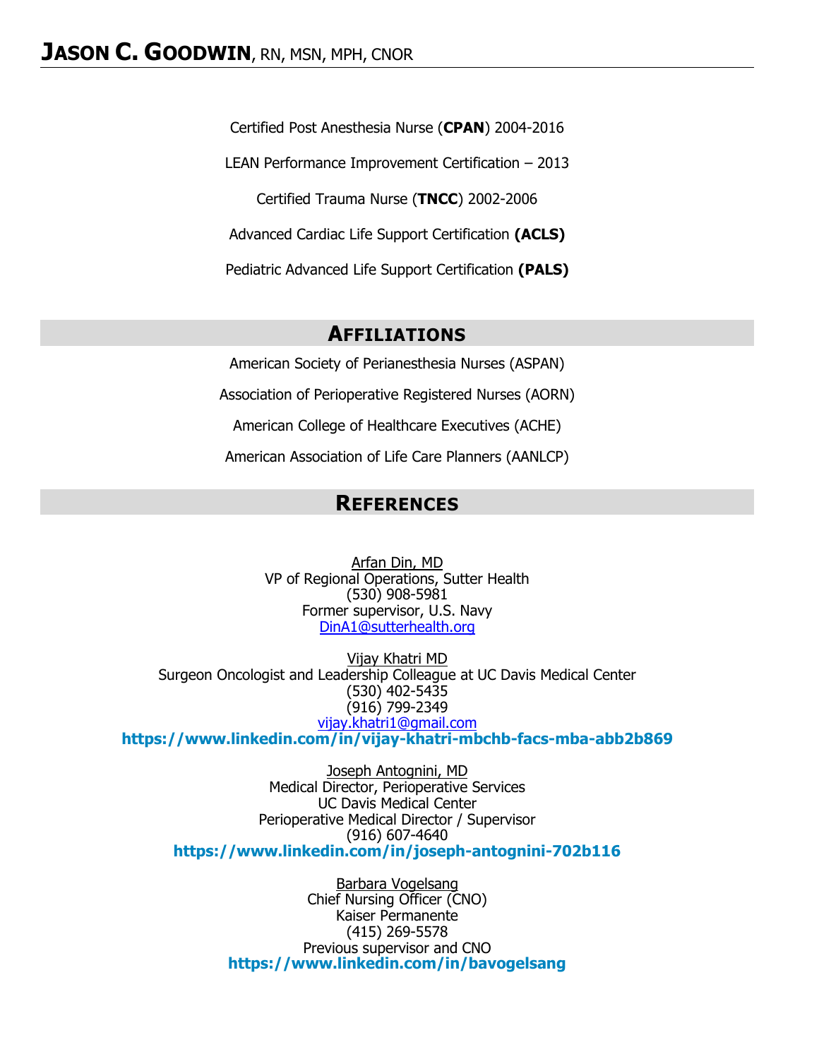Certified Post Anesthesia Nurse (**CPAN**) 2004-2016

LEAN Performance Improvement Certification – 2013

Certified Trauma Nurse (**TNCC**) 2002-2006

Advanced Cardiac Life Support Certification **(ACLS)**

Pediatric Advanced Life Support Certification **(PALS)**

## AFFILIATIONS

American Society of Perianesthesia Nurses (ASPAN)

Association of Perioperative Registered Nurses (AORN)

American College of Healthcare Executives (ACHE)

American Association of Life Care Planners (AANLCP)

## REFERENCES

Arfan Din, MD
VP of Regional Operations, Sutter Health
(530) 908-5981
Former supervisor, U.S. Navy
DinA1@sutterhealth.org

Vijay Khatri MD
Surgeon Oncologist and Leadership Colleague at UC Davis Medical Center
(530) 402-5435
(916) 799-2349
vijay.khatri1@gmail.com
**https://www.linkedin.com/in/vijay-khatri-mbchb-facs-mba-abb2b869**

Joseph Antognini, MD
Medical Director, Perioperative Services
UC Davis Medical Center
Perioperative Medical Director / Supervisor
(916) 607-4640
**https://www.linkedin.com/in/joseph-antognini-702b116**

Barbara Vogelsang
Chief Nursing Officer (CNO)
Kaiser Permanente
(415) 269-5578
Previous supervisor and CNO
**https://www.linkedin.com/in/bavogelsang**